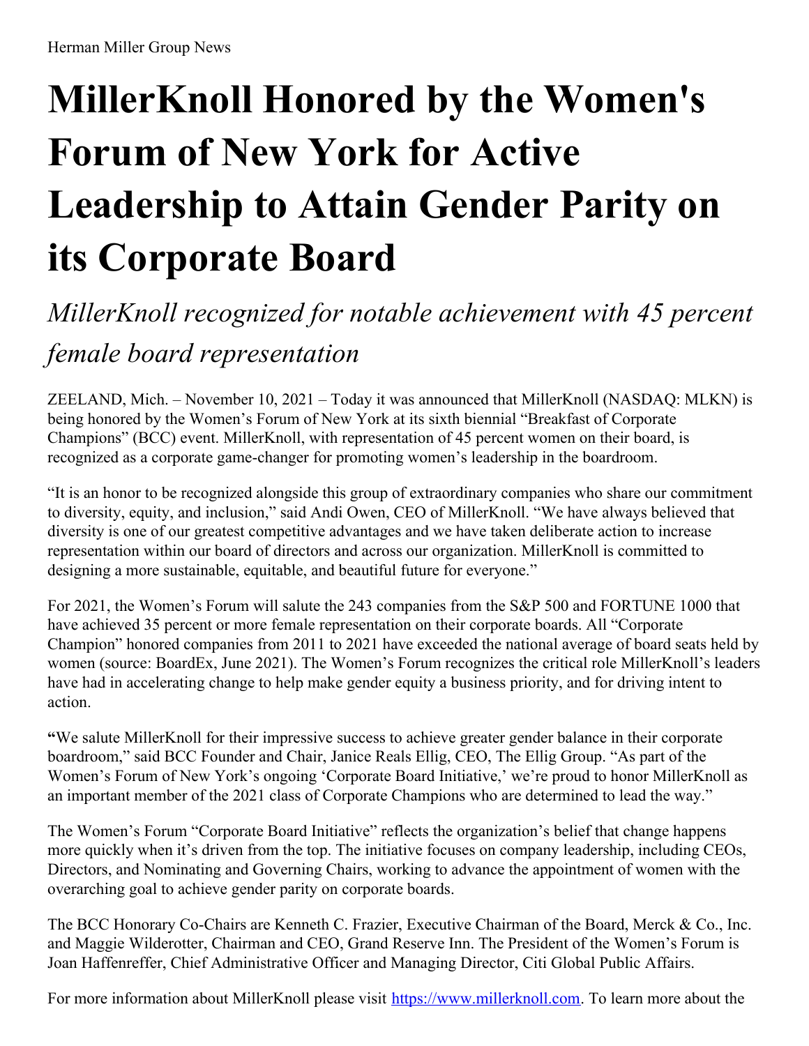Herman Miller Group News

# MillerKnoll Honored by the Women's Forum of New York for Active Leadership to Attain Gender Parity on its Corporate Board

*MillerKnoll recognized for notable achievement with 45 percent female board representation*

ZEELAND, Mich. – November 10, 2021 – Today it was announced that MillerKnoll (NASDAQ: MLKN) is being honored by the Women's Forum of New York at its sixth biennial "Breakfast of Corporate Champions" (BCC) event. MillerKnoll, with representation of 45 percent women on their board, is recognized as a corporate game-changer for promoting women's leadership in the boardroom.

"It is an honor to be recognized alongside this group of extraordinary companies who share our commitment to diversity, equity, and inclusion," said Andi Owen, CEO of MillerKnoll. "We have always believed that diversity is one of our greatest competitive advantages and we have taken deliberate action to increase representation within our board of directors and across our organization. MillerKnoll is committed to designing a more sustainable, equitable, and beautiful future for everyone."

For 2021, the Women's Forum will salute the 243 companies from the S&P 500 and FORTUNE 1000 that have achieved 35 percent or more female representation on their corporate boards. All "Corporate Champion" honored companies from 2011 to 2021 have exceeded the national average of board seats held by women (source: BoardEx, June 2021). The Women's Forum recognizes the critical role MillerKnoll's leaders have had in accelerating change to help make gender equity a business priority, and for driving intent to action.

**"**We salute MillerKnoll for their impressive success to achieve greater gender balance in their corporate boardroom," said BCC Founder and Chair, Janice Reals Ellig, CEO, The Ellig Group. "As part of the Women's Forum of New York's ongoing 'Corporate Board Initiative,' we're proud to honor MillerKnoll as an important member of the 2021 class of Corporate Champions who are determined to lead the way."

The Women's Forum "Corporate Board Initiative" reflects the organization's belief that change happens more quickly when it's driven from the top. The initiative focuses on company leadership, including CEOs, Directors, and Nominating and Governing Chairs, working to advance the appointment of women with the overarching goal to achieve gender parity on corporate boards.

The BCC Honorary Co-Chairs are Kenneth C. Frazier, Executive Chairman of the Board, Merck & Co., Inc. and Maggie Wilderotter, Chairman and CEO, Grand Reserve Inn. The President of the Women's Forum is Joan Haffenreffer, Chief Administrative Officer and Managing Director, Citi Global Public Affairs.

For more information about MillerKnoll please visit [https://www.millerknoll.com](https://www.millerknoll.com). To learn more about the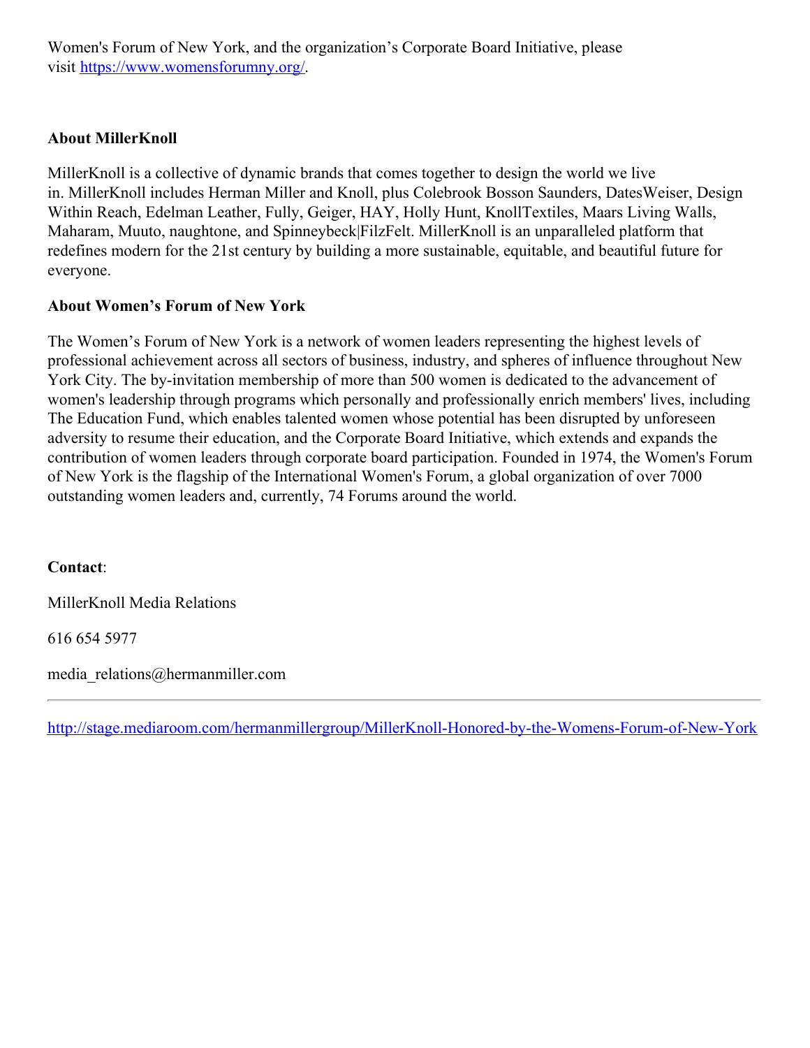Women's Forum of New York, and the organization's Corporate Board Initiative, please visit https://www.womensforumny.org/.

**About MillerKnoll**

MillerKnoll is a collective of dynamic brands that comes together to design the world we live in. MillerKnoll includes Herman Miller and Knoll, plus Colebrook Bosson Saunders, DatesWeiser, Design Within Reach, Edelman Leather, Fully, Geiger, HAY, Holly Hunt, KnollTextiles, Maars Living Walls, Maharam, Muuto, naughtone, and Spinneybeck|FilzFelt. MillerKnoll is an unparalleled platform that redefines modern for the 21st century by building a more sustainable, equitable, and beautiful future for everyone.

**About Women's Forum of New York**

The Women's Forum of New York is a network of women leaders representing the highest levels of professional achievement across all sectors of business, industry, and spheres of influence throughout New York City. The by-invitation membership of more than 500 women is dedicated to the advancement of women's leadership through programs which personally and professionally enrich members' lives, including The Education Fund, which enables talented women whose potential has been disrupted by unforeseen adversity to resume their education, and the Corporate Board Initiative, which extends and expands the contribution of women leaders through corporate board participation. Founded in 1974, the Women's Forum of New York is the flagship of the International Women's Forum, a global organization of over 7000 outstanding women leaders and, currently, 74 Forums around the world.

**Contact**:

MillerKnoll Media Relations

616 654 5977

media_relations@hermanmiller.com

---

http://stage.mediaroom.com/hermanmillergroup/MillerKnoll-Honored-by-the-Womens-Forum-of-New-York